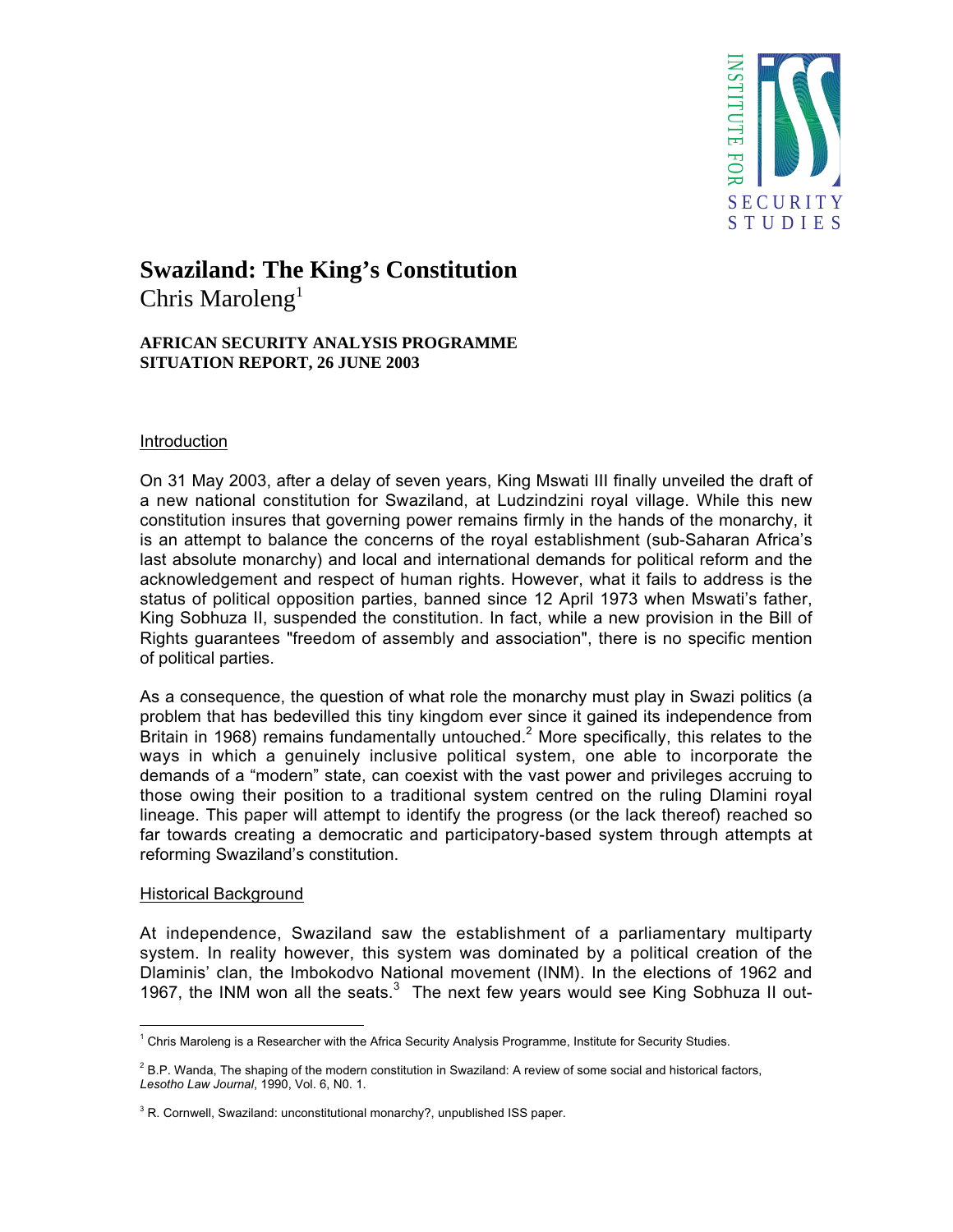# Swaziland: The King's Constitution

Chris Maroleng[1]

**AFRICAN SECURITY ANALYSIS PROGRAMME**
**SITUATION REPORT, 26 JUNE 2003**

## Introduction

On 31 May 2003, after a delay of seven years, King Mswati III finally unveiled the draft of a new national constitution for Swaziland, at Ludzindzini royal village. While this new constitution insures that governing power remains firmly in the hands of the monarchy, it is an attempt to balance the concerns of the royal establishment (sub-Saharan Africa's last absolute monarchy) and local and international demands for political reform and the acknowledgement and respect of human rights. However, what it fails to address is the status of political opposition parties, banned since 12 April 1973 when Mswati's father, King Sobhuza II, suspended the constitution. In fact, while a new provision in the Bill of Rights guarantees "freedom of assembly and association", there is no specific mention of political parties.

As a consequence, the question of what role the monarchy must play in Swazi politics (a problem that has bedevilled this tiny kingdom ever since it gained its independence from Britain in 1968) remains fundamentally untouched.[2] More specifically, this relates to the ways in which a genuinely inclusive political system, one able to incorporate the demands of a "modern" state, can coexist with the vast power and privileges accruing to those owing their position to a traditional system centred on the ruling Dlamini royal lineage. This paper will attempt to identify the progress (or the lack thereof) reached so far towards creating a democratic and participatory-based system through attempts at reforming Swaziland's constitution.

## Historical Background

At independence, Swaziland saw the establishment of a parliamentary multiparty system. In reality however, this system was dominated by a political creation of the Dlaminis' clan, the Imbokodvo National movement (INM). In the elections of 1962 and 1967, the INM won all the seats.[3] The next few years would see King Sobhuza II out-

---

[1] Chris Maroleng is a Researcher with the Africa Security Analysis Programme, Institute for Security Studies.

[2] B.P. Wanda, The shaping of the modern constitution in Swaziland: A review of some social and historical factors, *Lesotho Law Journal*, 1990, Vol. 6, N0. 1.

[3] R. Cornwell, Swaziland: unconstitutional monarchy?, unpublished ISS paper.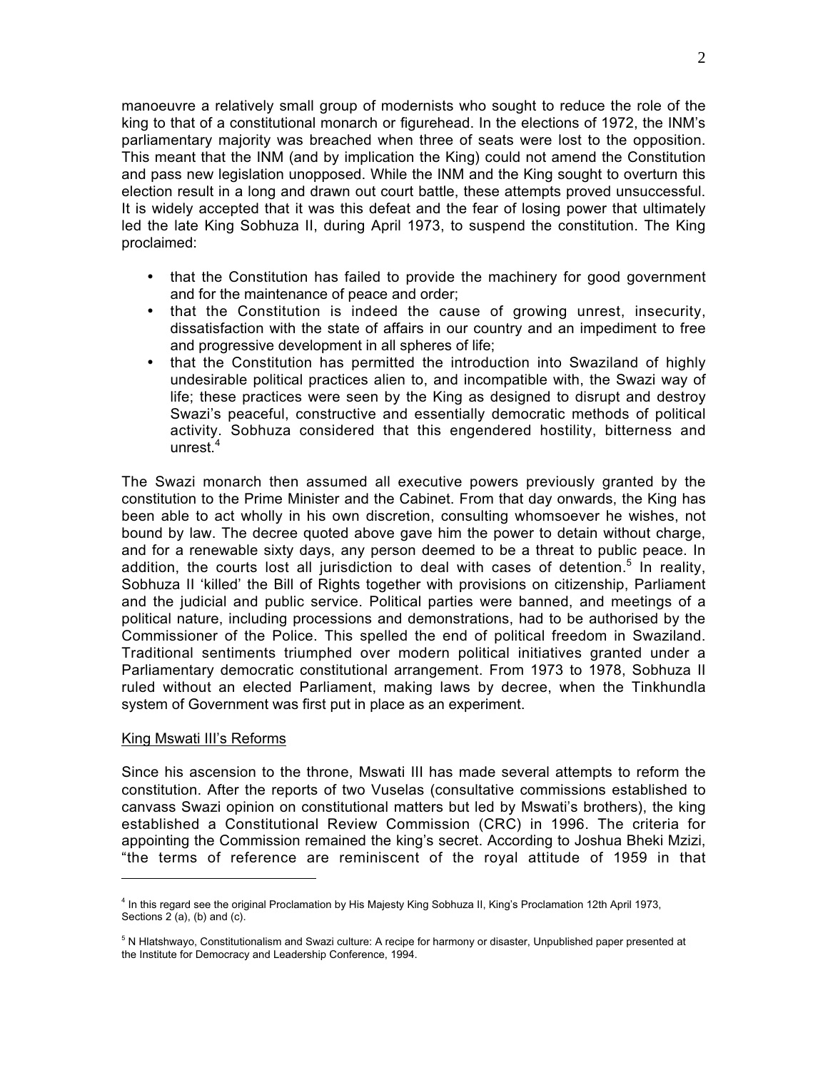manoeuvre a relatively small group of modernists who sought to reduce the role of the king to that of a constitutional monarch or figurehead. In the elections of 1972, the INM's parliamentary majority was breached when three of seats were lost to the opposition. This meant that the INM (and by implication the King) could not amend the Constitution and pass new legislation unopposed. While the INM and the King sought to overturn this election result in a long and drawn out court battle, these attempts proved unsuccessful. It is widely accepted that it was this defeat and the fear of losing power that ultimately led the late King Sobhuza II, during April 1973, to suspend the constitution. The King proclaimed:

- that the Constitution has failed to provide the machinery for good government and for the maintenance of peace and order;
- that the Constitution is indeed the cause of growing unrest, insecurity, dissatisfaction with the state of affairs in our country and an impediment to free and progressive development in all spheres of life;
- that the Constitution has permitted the introduction into Swaziland of highly undesirable political practices alien to, and incompatible with, the Swazi way of life; these practices were seen by the King as designed to disrupt and destroy Swazi's peaceful, constructive and essentially democratic methods of political activity. Sobhuza considered that this engendered hostility, bitterness and unrest.[4]

The Swazi monarch then assumed all executive powers previously granted by the constitution to the Prime Minister and the Cabinet. From that day onwards, the King has been able to act wholly in his own discretion, consulting whomsoever he wishes, not bound by law. The decree quoted above gave him the power to detain without charge, and for a renewable sixty days, any person deemed to be a threat to public peace. In addition, the courts lost all jurisdiction to deal with cases of detention.[5] In reality, Sobhuza II 'killed' the Bill of Rights together with provisions on citizenship, Parliament and the judicial and public service. Political parties were banned, and meetings of a political nature, including processions and demonstrations, had to be authorised by the Commissioner of the Police. This spelled the end of political freedom in Swaziland. Traditional sentiments triumphed over modern political initiatives granted under a Parliamentary democratic constitutional arrangement. From 1973 to 1978, Sobhuza II ruled without an elected Parliament, making laws by decree, when the Tinkhundla system of Government was first put in place as an experiment.

## King Mswati III's Reforms

Since his ascension to the throne, Mswati III has made several attempts to reform the constitution. After the reports of two Vuselas (consultative commissions established to canvass Swazi opinion on constitutional matters but led by Mswati's brothers), the king established a Constitutional Review Commission (CRC) in 1996. The criteria for appointing the Commission remained the king's secret. According to Joshua Bheki Mzizi, "the terms of reference are reminiscent of the royal attitude of 1959 in that

---

[4] In this regard see the original Proclamation by His Majesty King Sobhuza II, King's Proclamation 12th April 1973, Sections 2 (a), (b) and (c).

[5] N Hlatshwayo, Constitutionalism and Swazi culture: A recipe for harmony or disaster, Unpublished paper presented at the Institute for Democracy and Leadership Conference, 1994.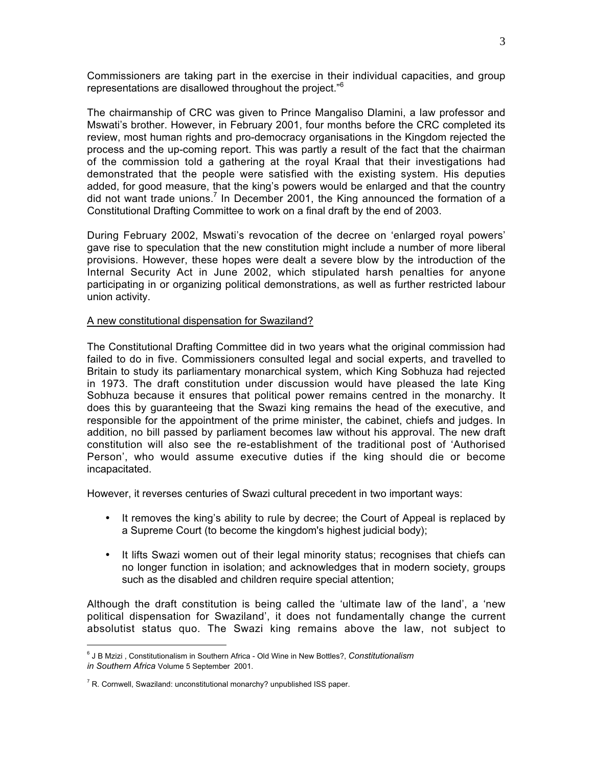Commissioners are taking part in the exercise in their individual capacities, and group representations are disallowed throughout the project."[6]

The chairmanship of CRC was given to Prince Mangaliso Dlamini, a law professor and Mswati's brother. However, in February 2001, four months before the CRC completed its review, most human rights and pro-democracy organisations in the Kingdom rejected the process and the up-coming report. This was partly a result of the fact that the chairman of the commission told a gathering at the royal Kraal that their investigations had demonstrated that the people were satisfied with the existing system. His deputies added, for good measure, that the king's powers would be enlarged and that the country did not want trade unions.[7] In December 2001, the King announced the formation of a Constitutional Drafting Committee to work on a final draft by the end of 2003.

During February 2002, Mswati's revocation of the decree on 'enlarged royal powers' gave rise to speculation that the new constitution might include a number of more liberal provisions. However, these hopes were dealt a severe blow by the introduction of the Internal Security Act in June 2002, which stipulated harsh penalties for anyone participating in or organizing political demonstrations, as well as further restricted labour union activity.

<u>A new constitutional dispensation for Swaziland?</u>

The Constitutional Drafting Committee did in two years what the original commission had failed to do in five. Commissioners consulted legal and social experts, and travelled to Britain to study its parliamentary monarchical system, which King Sobhuza had rejected in 1973. The draft constitution under discussion would have pleased the late King Sobhuza because it ensures that political power remains centred in the monarchy. It does this by guaranteeing that the Swazi king remains the head of the executive, and responsible for the appointment of the prime minister, the cabinet, chiefs and judges. In addition, no bill passed by parliament becomes law without his approval. The new draft constitution will also see the re-establishment of the traditional post of 'Authorised Person', who would assume executive duties if the king should die or become incapacitated.

However, it reverses centuries of Swazi cultural precedent in two important ways:

- It removes the king's ability to rule by decree; the Court of Appeal is replaced by a Supreme Court (to become the kingdom's highest judicial body);
- It lifts Swazi women out of their legal minority status; recognises that chiefs can no longer function in isolation; and acknowledges that in modern society, groups such as the disabled and children require special attention;

Although the draft constitution is being called the 'ultimate law of the land', a 'new political dispensation for Swaziland', it does not fundamentally change the current absolutist status quo. The Swazi king remains above the law, not subject to

---

[6] J B Mzizi , Constitutionalism in Southern Africa - Old Wine in New Bottles?, *Constitutionalism in Southern Africa* Volume 5 September 2001.

[7] R. Cornwell, Swaziland: unconstitutional monarchy? unpublished ISS paper.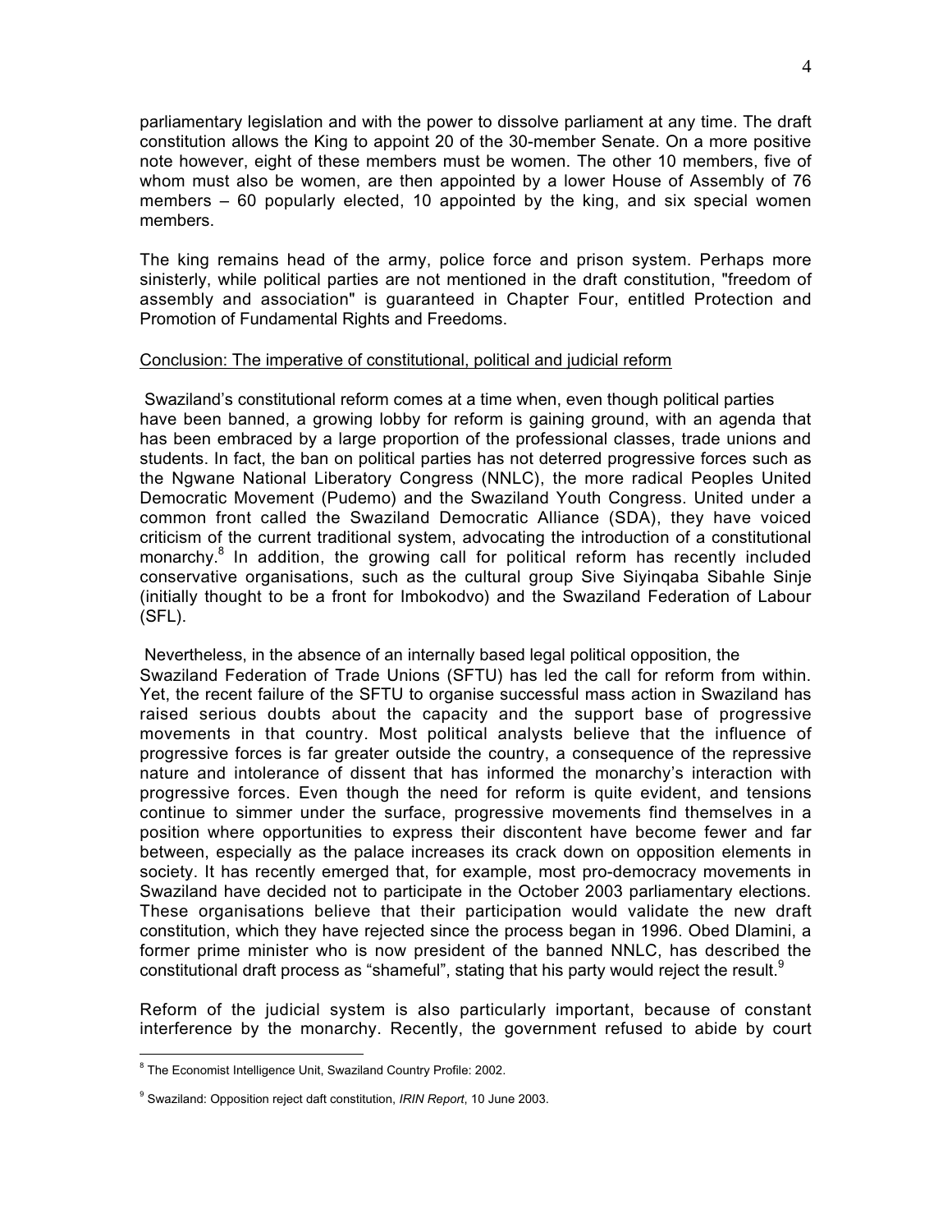parliamentary legislation and with the power to dissolve parliament at any time. The draft constitution allows the King to appoint 20 of the 30-member Senate. On a more positive note however, eight of these members must be women. The other 10 members, five of whom must also be women, are then appointed by a lower House of Assembly of 76 members – 60 popularly elected, 10 appointed by the king, and six special women members.

The king remains head of the army, police force and prison system. Perhaps more sinisterly, while political parties are not mentioned in the draft constitution, "freedom of assembly and association" is guaranteed in Chapter Four, entitled Protection and Promotion of Fundamental Rights and Freedoms.

## Conclusion: The imperative of constitutional, political and judicial reform

Swaziland's constitutional reform comes at a time when, even though political parties have been banned, a growing lobby for reform is gaining ground, with an agenda that has been embraced by a large proportion of the professional classes, trade unions and students. In fact, the ban on political parties has not deterred progressive forces such as the Ngwane National Liberatory Congress (NNLC), the more radical Peoples United Democratic Movement (Pudemo) and the Swaziland Youth Congress. United under a common front called the Swaziland Democratic Alliance (SDA), they have voiced criticism of the current traditional system, advocating the introduction of a constitutional monarchy.[8] In addition, the growing call for political reform has recently included conservative organisations, such as the cultural group Sive Siyinqaba Sibahle Sinje (initially thought to be a front for Imbokodvo) and the Swaziland Federation of Labour (SFL).

Nevertheless, in the absence of an internally based legal political opposition, the Swaziland Federation of Trade Unions (SFTU) has led the call for reform from within. Yet, the recent failure of the SFTU to organise successful mass action in Swaziland has raised serious doubts about the capacity and the support base of progressive movements in that country. Most political analysts believe that the influence of progressive forces is far greater outside the country, a consequence of the repressive nature and intolerance of dissent that has informed the monarchy's interaction with progressive forces. Even though the need for reform is quite evident, and tensions continue to simmer under the surface, progressive movements find themselves in a position where opportunities to express their discontent have become fewer and far between, especially as the palace increases its crack down on opposition elements in society. It has recently emerged that, for example, most pro-democracy movements in Swaziland have decided not to participate in the October 2003 parliamentary elections. These organisations believe that their participation would validate the new draft constitution, which they have rejected since the process began in 1996. Obed Dlamini, a former prime minister who is now president of the banned NNLC, has described the constitutional draft process as "shameful", stating that his party would reject the result.[9]

Reform of the judicial system is also particularly important, because of constant interference by the monarchy. Recently, the government refused to abide by court

---

[8] The Economist Intelligence Unit, Swaziland Country Profile: 2002.

[9] Swaziland: Opposition reject daft constitution, *IRIN Report*, 10 June 2003.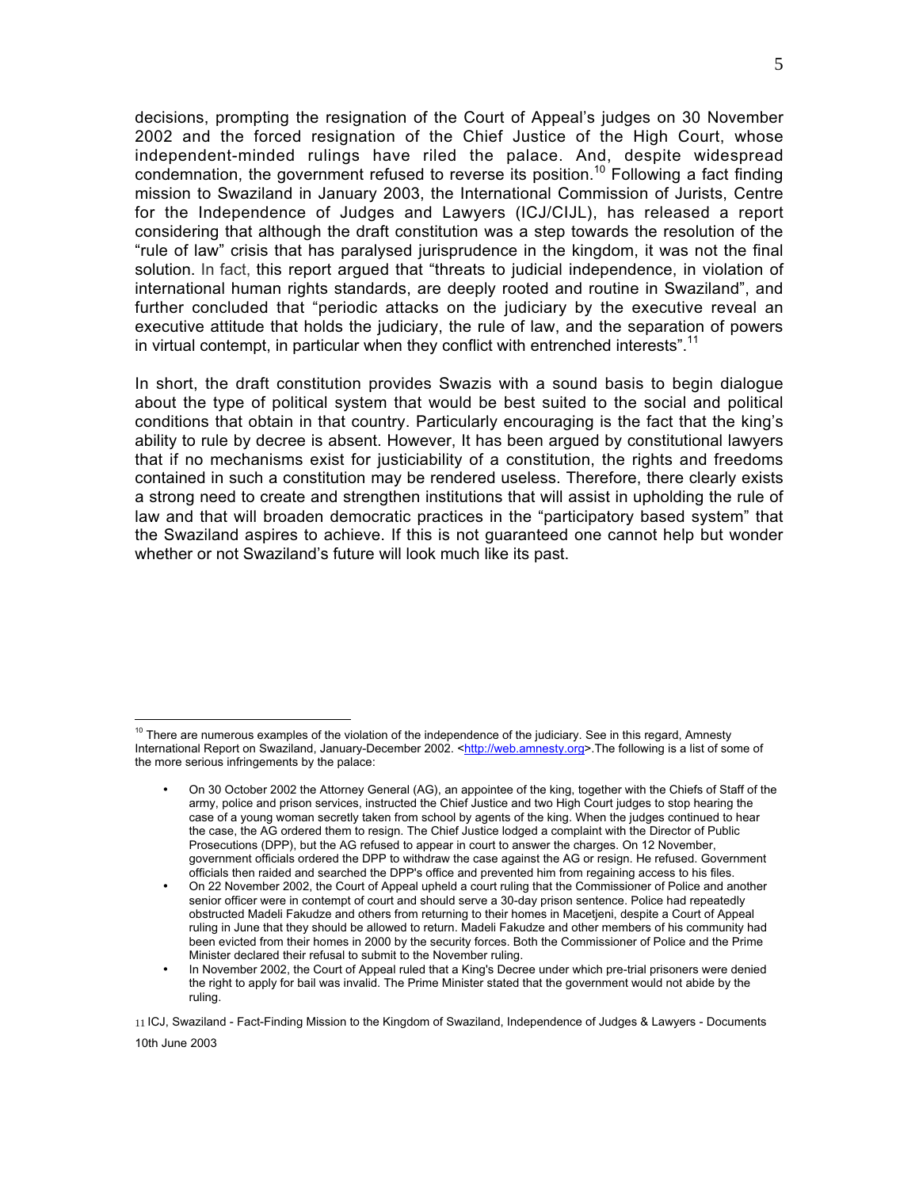decisions, prompting the resignation of the Court of Appeal's judges on 30 November 2002 and the forced resignation of the Chief Justice of the High Court, whose independent-minded rulings have riled the palace. And, despite widespread condemnation, the government refused to reverse its position.[10] Following a fact finding mission to Swaziland in January 2003, the International Commission of Jurists, Centre for the Independence of Judges and Lawyers (ICJ/CIJL), has released a report considering that although the draft constitution was a step towards the resolution of the "rule of law" crisis that has paralysed jurisprudence in the kingdom, it was not the final solution. In fact, this report argued that "threats to judicial independence, in violation of international human rights standards, are deeply rooted and routine in Swaziland", and further concluded that "periodic attacks on the judiciary by the executive reveal an executive attitude that holds the judiciary, the rule of law, and the separation of powers in virtual contempt, in particular when they conflict with entrenched interests".[11]

In short, the draft constitution provides Swazis with a sound basis to begin dialogue about the type of political system that would be best suited to the social and political conditions that obtain in that country. Particularly encouraging is the fact that the king's ability to rule by decree is absent. However, It has been argued by constitutional lawyers that if no mechanisms exist for justiciability of a constitution, the rights and freedoms contained in such a constitution may be rendered useless. Therefore, there clearly exists a strong need to create and strengthen institutions that will assist in upholding the rule of law and that will broaden democratic practices in the "participatory based system" that the Swaziland aspires to achieve. If this is not guaranteed one cannot help but wonder whether or not Swaziland's future will look much like its past.

---

[10] There are numerous examples of the violation of the independence of the judiciary. See in this regard, Amnesty International Report on Swaziland, January-December 2002. <http://web.amnesty.org>.The following is a list of some of the more serious infringements by the palace:

- On 30 October 2002 the Attorney General (AG), an appointee of the king, together with the Chiefs of Staff of the army, police and prison services, instructed the Chief Justice and two High Court judges to stop hearing the case of a young woman secretly taken from school by agents of the king. When the judges continued to hear the case, the AG ordered them to resign. The Chief Justice lodged a complaint with the Director of Public Prosecutions (DPP), but the AG refused to appear in court to answer the charges. On 12 November, government officials ordered the DPP to withdraw the case against the AG or resign. He refused. Government officials then raided and searched the DPP's office and prevented him from regaining access to his files.
- On 22 November 2002, the Court of Appeal upheld a court ruling that the Commissioner of Police and another senior officer were in contempt of court and should serve a 30-day prison sentence. Police had repeatedly obstructed Madeli Fakudze and others from returning to their homes in Macetjeni, despite a Court of Appeal ruling in June that they should be allowed to return. Madeli Fakudze and other members of his community had been evicted from their homes in 2000 by the security forces. Both the Commissioner of Police and the Prime Minister declared their refusal to submit to the November ruling.
- In November 2002, the Court of Appeal ruled that a King's Decree under which pre-trial prisoners were denied the right to apply for bail was invalid. The Prime Minister stated that the government would not abide by the ruling.

[11] ICJ, Swaziland - Fact-Finding Mission to the Kingdom of Swaziland, Independence of Judges & Lawyers - Documents 10th June 2003